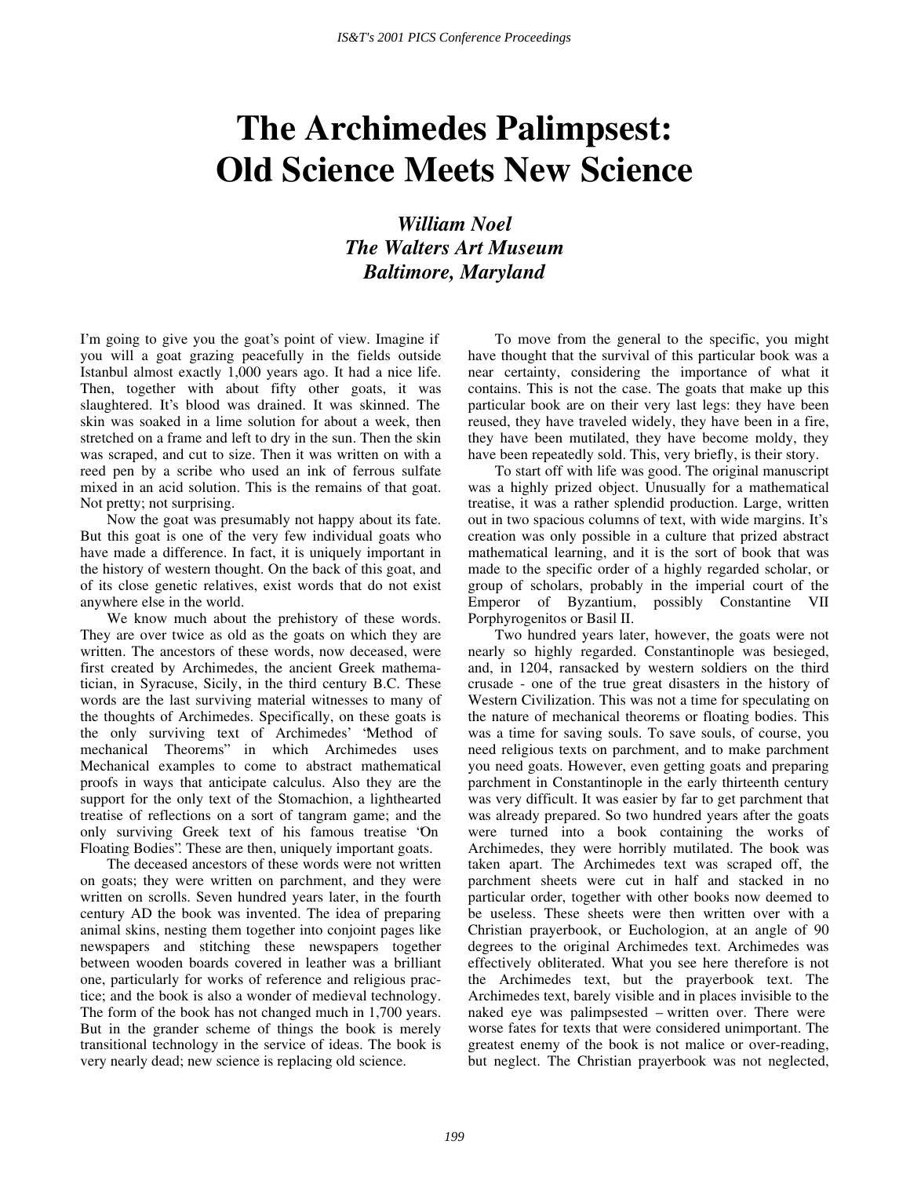# The Archimedes Palimpsest: Old Science Meets New Science

***William Noel***
***The Walters Art Museum***
***Baltimore, Maryland***

I'm going to give you the goat's point of view. Imagine if you will a goat grazing peacefully in the fields outside Istanbul almost exactly 1,000 years ago. It had a nice life. Then, together with about fifty other goats, it was slaughtered. It's blood was drained. It was skinned. The skin was soaked in a lime solution for about a week, then stretched on a frame and left to dry in the sun. Then the skin was scraped, and cut to size. Then it was written on with a reed pen by a scribe who used an ink of ferrous sulfate mixed in an acid solution. This is the remains of that goat. Not pretty; not surprising.

Now the goat was presumably not happy about its fate. But this goat is one of the very few individual goats who have made a difference. In fact, it is uniquely important in the history of western thought. On the back of this goat, and of its close genetic relatives, exist words that do not exist anywhere else in the world.

We know much about the prehistory of these words. They are over twice as old as the goats on which they are written. The ancestors of these words, now deceased, were first created by Archimedes, the ancient Greek mathematician, in Syracuse, Sicily, in the third century B.C. These words are the last surviving material witnesses to many of the thoughts of Archimedes. Specifically, on these goats is the only surviving text of Archimedes' 'Method of mechanical Theorems" in which Archimedes uses Mechanical examples to come to abstract mathematical proofs in ways that anticipate calculus. Also they are the support for the only text of the Stomachion, a lighthearted treatise of reflections on a sort of tangram game; and the only surviving Greek text of his famous treatise 'On Floating Bodies". These are then, uniquely important goats.

The deceased ancestors of these words were not written on goats; they were written on parchment, and they were written on scrolls. Seven hundred years later, in the fourth century AD the book was invented. The idea of preparing animal skins, nesting them together into conjoint pages like newspapers and stitching these newspapers together between wooden boards covered in leather was a brilliant one, particularly for works of reference and religious practice; and the book is also a wonder of medieval technology. The form of the book has not changed much in 1,700 years. But in the grander scheme of things the book is merely transitional technology in the service of ideas. The book is very nearly dead; new science is replacing old science.

To move from the general to the specific, you might have thought that the survival of this particular book was a near certainty, considering the importance of what it contains. This is not the case. The goats that make up this particular book are on their very last legs: they have been reused, they have traveled widely, they have been in a fire, they have been mutilated, they have become moldy, they have been repeatedly sold. This, very briefly, is their story.

To start off with life was good. The original manuscript was a highly prized object. Unusually for a mathematical treatise, it was a rather splendid production. Large, written out in two spacious columns of text, with wide margins. It's creation was only possible in a culture that prized abstract mathematical learning, and it is the sort of book that was made to the specific order of a highly regarded scholar, or group of scholars, probably in the imperial court of the Emperor of Byzantium, possibly Constantine VII Porphyrogenitos or Basil II.

Two hundred years later, however, the goats were not nearly so highly regarded. Constantinople was besieged, and, in 1204, ransacked by western soldiers on the third crusade - one of the true great disasters in the history of Western Civilization. This was not a time for speculating on the nature of mechanical theorems or floating bodies. This was a time for saving souls. To save souls, of course, you need religious texts on parchment, and to make parchment you need goats. However, even getting goats and preparing parchment in Constantinople in the early thirteenth century was very difficult. It was easier by far to get parchment that was already prepared. So two hundred years after the goats were turned into a book containing the works of Archimedes, they were horribly mutilated. The book was taken apart. The Archimedes text was scraped off, the parchment sheets were cut in half and stacked in no particular order, together with other books now deemed to be useless. These sheets were then written over with a Christian prayerbook, or Euchologion, at an angle of 90 degrees to the original Archimedes text. Archimedes was effectively obliterated. What you see here therefore is not the Archimedes text, but the prayerbook text. The Archimedes text, barely visible and in places invisible to the naked eye was palimpsested – written over. There were worse fates for texts that were considered unimportant. The greatest enemy of the book is not malice or over-reading, but neglect. The Christian prayerbook was not neglected,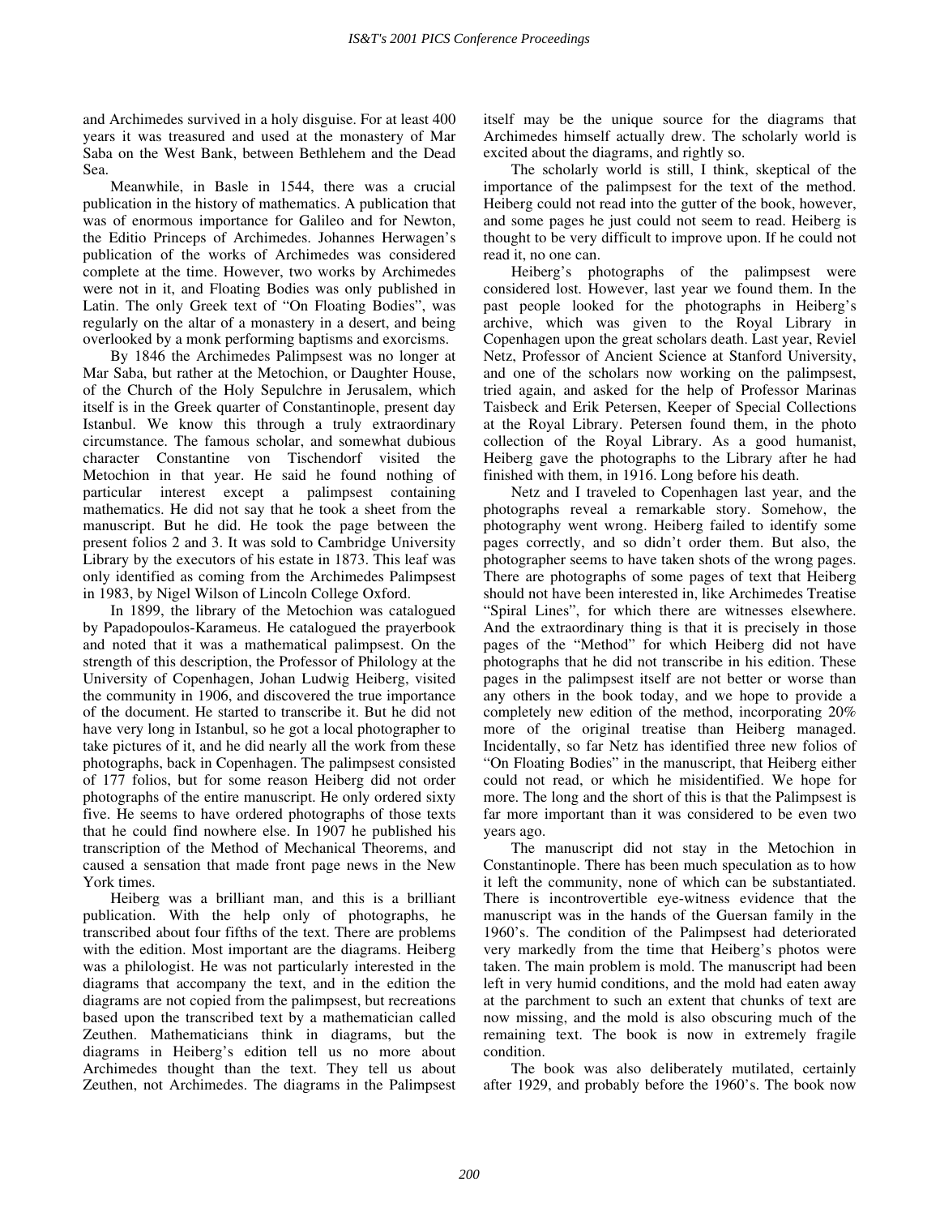and Archimedes survived in a holy disguise. For at least 400 years it was treasured and used at the monastery of Mar Saba on the West Bank, between Bethlehem and the Dead Sea.

Meanwhile, in Basle in 1544, there was a crucial publication in the history of mathematics. A publication that was of enormous importance for Galileo and for Newton, the Editio Princeps of Archimedes. Johannes Herwagen's publication of the works of Archimedes was considered complete at the time. However, two works by Archimedes were not in it, and Floating Bodies was only published in Latin. The only Greek text of "On Floating Bodies", was regularly on the altar of a monastery in a desert, and being overlooked by a monk performing baptisms and exorcisms.

By 1846 the Archimedes Palimpsest was no longer at Mar Saba, but rather at the Metochion, or Daughter House, of the Church of the Holy Sepulchre in Jerusalem, which itself is in the Greek quarter of Constantinople, present day Istanbul. We know this through a truly extraordinary circumstance. The famous scholar, and somewhat dubious character Constantine von Tischendorf visited the Metochion in that year. He said he found nothing of particular interest except a palimpsest containing mathematics. He did not say that he took a sheet from the manuscript. But he did. He took the page between the present folios 2 and 3. It was sold to Cambridge University Library by the executors of his estate in 1873. This leaf was only identified as coming from the Archimedes Palimpsest in 1983, by Nigel Wilson of Lincoln College Oxford.

In 1899, the library of the Metochion was catalogued by Papadopoulos-Karameus. He catalogued the prayerbook and noted that it was a mathematical palimpsest. On the strength of this description, the Professor of Philology at the University of Copenhagen, Johan Ludwig Heiberg, visited the community in 1906, and discovered the true importance of the document. He started to transcribe it. But he did not have very long in Istanbul, so he got a local photographer to take pictures of it, and he did nearly all the work from these photographs, back in Copenhagen. The palimpsest consisted of 177 folios, but for some reason Heiberg did not order photographs of the entire manuscript. He only ordered sixty five. He seems to have ordered photographs of those texts that he could find nowhere else. In 1907 he published his transcription of the Method of Mechanical Theorems, and caused a sensation that made front page news in the New York times.

Heiberg was a brilliant man, and this is a brilliant publication. With the help only of photographs, he transcribed about four fifths of the text. There are problems with the edition. Most important are the diagrams. Heiberg was a philologist. He was not particularly interested in the diagrams that accompany the text, and in the edition the diagrams are not copied from the palimpsest, but recreations based upon the transcribed text by a mathematician called Zeuthen. Mathematicians think in diagrams, but the diagrams in Heiberg's edition tell us no more about Archimedes thought than the text. They tell us about Zeuthen, not Archimedes. The diagrams in the Palimpsest itself may be the unique source for the diagrams that Archimedes himself actually drew. The scholarly world is excited about the diagrams, and rightly so.

The scholarly world is still, I think, skeptical of the importance of the palimpsest for the text of the method. Heiberg could not read into the gutter of the book, however, and some pages he just could not seem to read. Heiberg is thought to be very difficult to improve upon. If he could not read it, no one can.

Heiberg's photographs of the palimpsest were considered lost. However, last year we found them. In the past people looked for the photographs in Heiberg's archive, which was given to the Royal Library in Copenhagen upon the great scholars death. Last year, Reviel Netz, Professor of Ancient Science at Stanford University, and one of the scholars now working on the palimpsest, tried again, and asked for the help of Professor Marinas Taisbeck and Erik Petersen, Keeper of Special Collections at the Royal Library. Petersen found them, in the photo collection of the Royal Library. As a good humanist, Heiberg gave the photographs to the Library after he had finished with them, in 1916. Long before his death.

Netz and I traveled to Copenhagen last year, and the photographs reveal a remarkable story. Somehow, the photography went wrong. Heiberg failed to identify some pages correctly, and so didn't order them. But also, the photographer seems to have taken shots of the wrong pages. There are photographs of some pages of text that Heiberg should not have been interested in, like Archimedes Treatise "Spiral Lines", for which there are witnesses elsewhere. And the extraordinary thing is that it is precisely in those pages of the "Method" for which Heiberg did not have photographs that he did not transcribe in his edition. These pages in the palimpsest itself are not better or worse than any others in the book today, and we hope to provide a completely new edition of the method, incorporating 20% more of the original treatise than Heiberg managed. Incidentally, so far Netz has identified three new folios of "On Floating Bodies" in the manuscript, that Heiberg either could not read, or which he misidentified. We hope for more. The long and the short of this is that the Palimpsest is far more important than it was considered to be even two years ago.

The manuscript did not stay in the Metochion in Constantinople. There has been much speculation as to how it left the community, none of which can be substantiated. There is incontrovertible eye-witness evidence that the manuscript was in the hands of the Guersan family in the 1960's. The condition of the Palimpsest had deteriorated very markedly from the time that Heiberg's photos were taken. The main problem is mold. The manuscript had been left in very humid conditions, and the mold had eaten away at the parchment to such an extent that chunks of text are now missing, and the mold is also obscuring much of the remaining text. The book is now in extremely fragile condition.

The book was also deliberately mutilated, certainly after 1929, and probably before the 1960's. The book now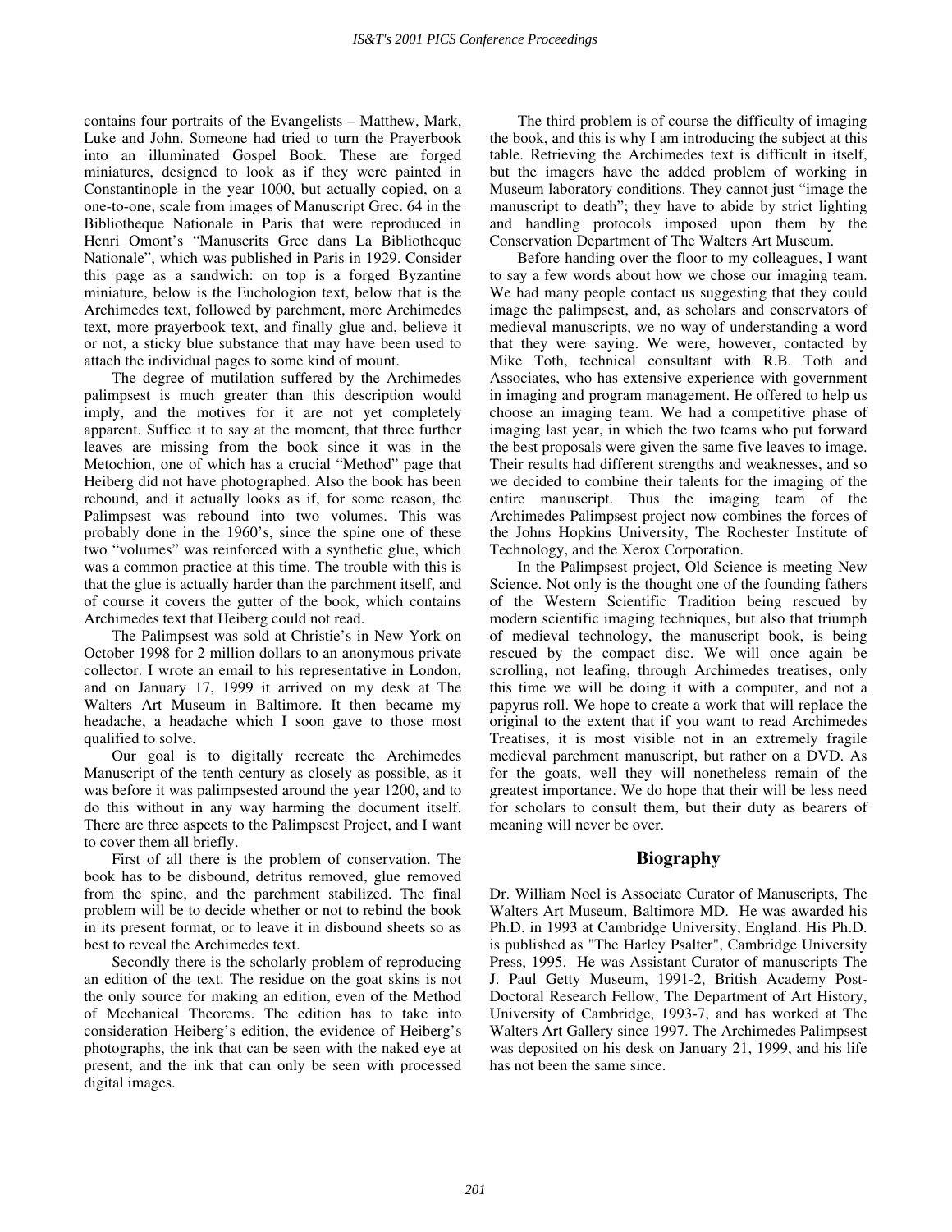contains four portraits of the Evangelists – Matthew, Mark, Luke and John. Someone had tried to turn the Prayerbook into an illuminated Gospel Book. These are forged miniatures, designed to look as if they were painted in Constantinople in the year 1000, but actually copied, on a one-to-one, scale from images of Manuscript Grec. 64 in the Bibliotheque Nationale in Paris that were reproduced in Henri Omont's "Manuscrits Grec dans La Bibliotheque Nationale", which was published in Paris in 1929. Consider this page as a sandwich: on top is a forged Byzantine miniature, below is the Euchologion text, below that is the Archimedes text, followed by parchment, more Archimedes text, more prayerbook text, and finally glue and, believe it or not, a sticky blue substance that may have been used to attach the individual pages to some kind of mount.

The degree of mutilation suffered by the Archimedes palimpsest is much greater than this description would imply, and the motives for it are not yet completely apparent. Suffice it to say at the moment, that three further leaves are missing from the book since it was in the Metochion, one of which has a crucial "Method" page that Heiberg did not have photographed. Also the book has been rebound, and it actually looks as if, for some reason, the Palimpsest was rebound into two volumes. This was probably done in the 1960's, since the spine one of these two "volumes" was reinforced with a synthetic glue, which was a common practice at this time. The trouble with this is that the glue is actually harder than the parchment itself, and of course it covers the gutter of the book, which contains Archimedes text that Heiberg could not read.

The Palimpsest was sold at Christie's in New York on October 1998 for 2 million dollars to an anonymous private collector. I wrote an email to his representative in London, and on January 17, 1999 it arrived on my desk at The Walters Art Museum in Baltimore. It then became my headache, a headache which I soon gave to those most qualified to solve.

Our goal is to digitally recreate the Archimedes Manuscript of the tenth century as closely as possible, as it was before it was palimpsested around the year 1200, and to do this without in any way harming the document itself. There are three aspects to the Palimpsest Project, and I want to cover them all briefly.

First of all there is the problem of conservation. The book has to be disbound, detritus removed, glue removed from the spine, and the parchment stabilized. The final problem will be to decide whether or not to rebind the book in its present format, or to leave it in disbound sheets so as best to reveal the Archimedes text.

Secondly there is the scholarly problem of reproducing an edition of the text. The residue on the goat skins is not the only source for making an edition, even of the Method of Mechanical Theorems. The edition has to take into consideration Heiberg's edition, the evidence of Heiberg's photographs, the ink that can be seen with the naked eye at present, and the ink that can only be seen with processed digital images.

The third problem is of course the difficulty of imaging the book, and this is why I am introducing the subject at this table. Retrieving the Archimedes text is difficult in itself, but the imagers have the added problem of working in Museum laboratory conditions. They cannot just "image the manuscript to death"; they have to abide by strict lighting and handling protocols imposed upon them by the Conservation Department of The Walters Art Museum.

Before handing over the floor to my colleagues, I want to say a few words about how we chose our imaging team. We had many people contact us suggesting that they could image the palimpsest, and, as scholars and conservators of medieval manuscripts, we no way of understanding a word that they were saying. We were, however, contacted by Mike Toth, technical consultant with R.B. Toth and Associates, who has extensive experience with government in imaging and program management. He offered to help us choose an imaging team. We had a competitive phase of imaging last year, in which the two teams who put forward the best proposals were given the same five leaves to image. Their results had different strengths and weaknesses, and so we decided to combine their talents for the imaging of the entire manuscript. Thus the imaging team of the Archimedes Palimpsest project now combines the forces of the Johns Hopkins University, The Rochester Institute of Technology, and the Xerox Corporation.

In the Palimpsest project, Old Science is meeting New Science. Not only is the thought one of the founding fathers of the Western Scientific Tradition being rescued by modern scientific imaging techniques, but also that triumph of medieval technology, the manuscript book, is being rescued by the compact disc. We will once again be scrolling, not leafing, through Archimedes treatises, only this time we will be doing it with a computer, and not a papyrus roll. We hope to create a work that will replace the original to the extent that if you want to read Archimedes Treatises, it is most visible not in an extremely fragile medieval parchment manuscript, but rather on a DVD. As for the goats, well they will nonetheless remain of the greatest importance. We do hope that their will be less need for scholars to consult them, but their duty as bearers of meaning will never be over.

## Biography

Dr. William Noel is Associate Curator of Manuscripts, The Walters Art Museum, Baltimore MD. He was awarded his Ph.D. in 1993 at Cambridge University, England. His Ph.D. is published as "The Harley Psalter", Cambridge University Press, 1995. He was Assistant Curator of manuscripts The J. Paul Getty Museum, 1991-2, British Academy Post-Doctoral Research Fellow, The Department of Art History, University of Cambridge, 1993-7, and has worked at The Walters Art Gallery since 1997. The Archimedes Palimpsest was deposited on his desk on January 21, 1999, and his life has not been the same since.